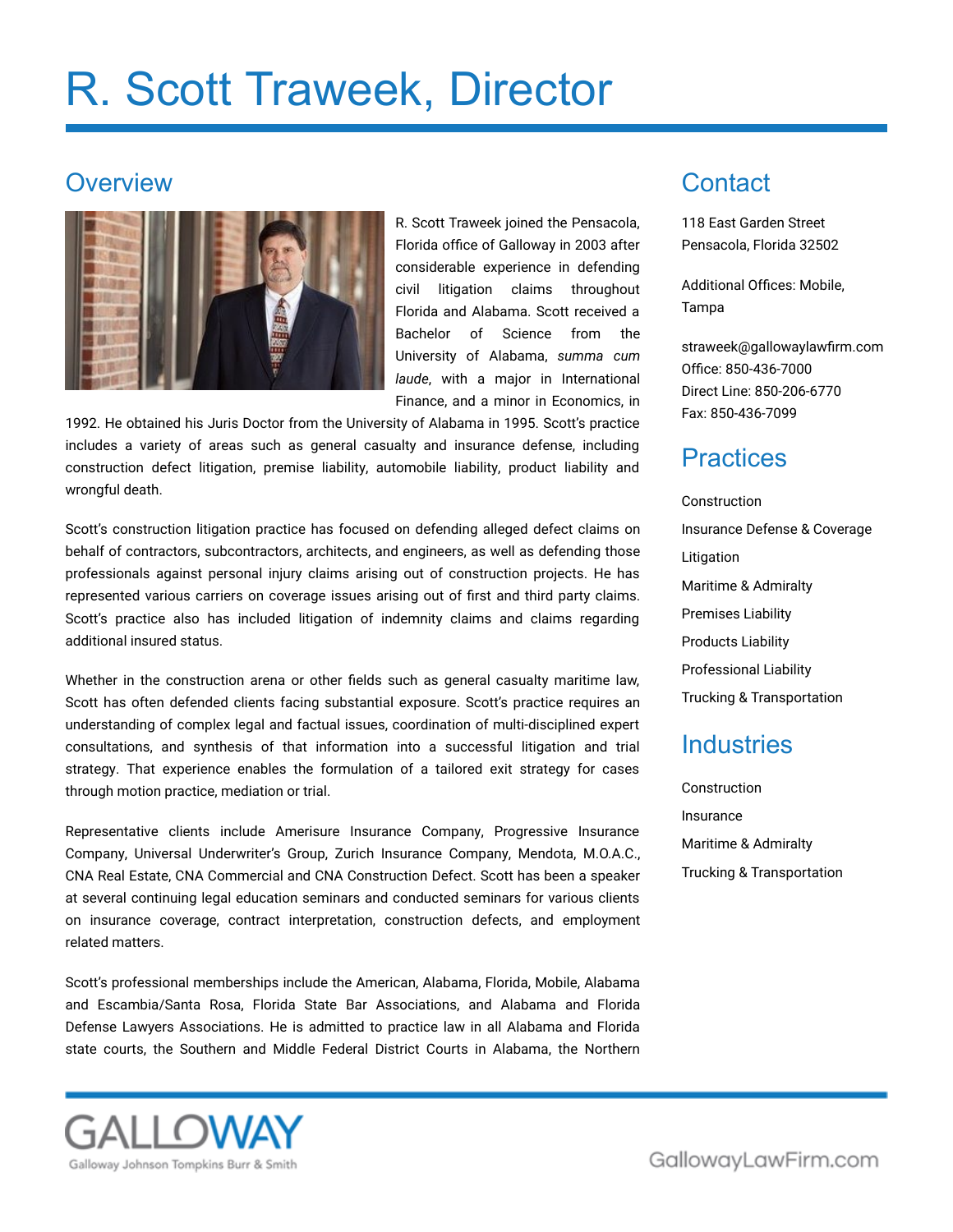# R. Scott Traweek, Director

## Overview

R. Scott Traweek joined the Pensacola, Florida office of Galloway in 2003 after considerable experience in defending civil litigation claims throughout Florida and Alabama. Scott received a Bachelor of Science from the University of Alabama, *summa cum laude*, with a major in International Finance, and a minor in Economics, in 1992. He obtained his Juris Doctor from the University of Alabama in 1995. Scott's practice includes a variety of areas such as general casualty and insurance defense, including construction defect litigation, premise liability, automobile liability, product liability and wrongful death.

Scott's construction litigation practice has focused on defending alleged defect claims on behalf of contractors, subcontractors, architects, and engineers, as well as defending those professionals against personal injury claims arising out of construction projects. He has represented various carriers on coverage issues arising out of first and third party claims. Scott's practice also has included litigation of indemnity claims and claims regarding additional insured status.

Whether in the construction arena or other fields such as general casualty maritime law, Scott has often defended clients facing substantial exposure. Scott's practice requires an understanding of complex legal and factual issues, coordination of multi-disciplined expert consultations, and synthesis of that information into a successful litigation and trial strategy. That experience enables the formulation of a tailored exit strategy for cases through motion practice, mediation or trial.

Representative clients include Amerisure Insurance Company, Progressive Insurance Company, Universal Underwriter's Group, Zurich Insurance Company, Mendota, M.O.A.C., CNA Real Estate, CNA Commercial and CNA Construction Defect. Scott has been a speaker at several continuing legal education seminars and conducted seminars for various clients on insurance coverage, contract interpretation, construction defects, and employment related matters.

Scott's professional memberships include the American, Alabama, Florida, Mobile, Alabama and Escambia/Santa Rosa, Florida State Bar Associations, and Alabama and Florida Defense Lawyers Associations. He is admitted to practice law in all Alabama and Florida state courts, the Southern and Middle Federal District Courts in Alabama, the Northern

## Contact

118 East Garden Street
Pensacola, Florida 32502

Additional Offices: Mobile, Tampa

straweek@gallowaylawfirm.com
Office: 850-436-7000
Direct Line: 850-206-6770
Fax: 850-436-7099

## Practices

- Construction
- Insurance Defense & Coverage
- Litigation
- Maritime & Admiralty
- Premises Liability
- Products Liability
- Professional Liability
- Trucking & Transportation

## Industries

- Construction
- Insurance
- Maritime & Admiralty
- Trucking & Transportation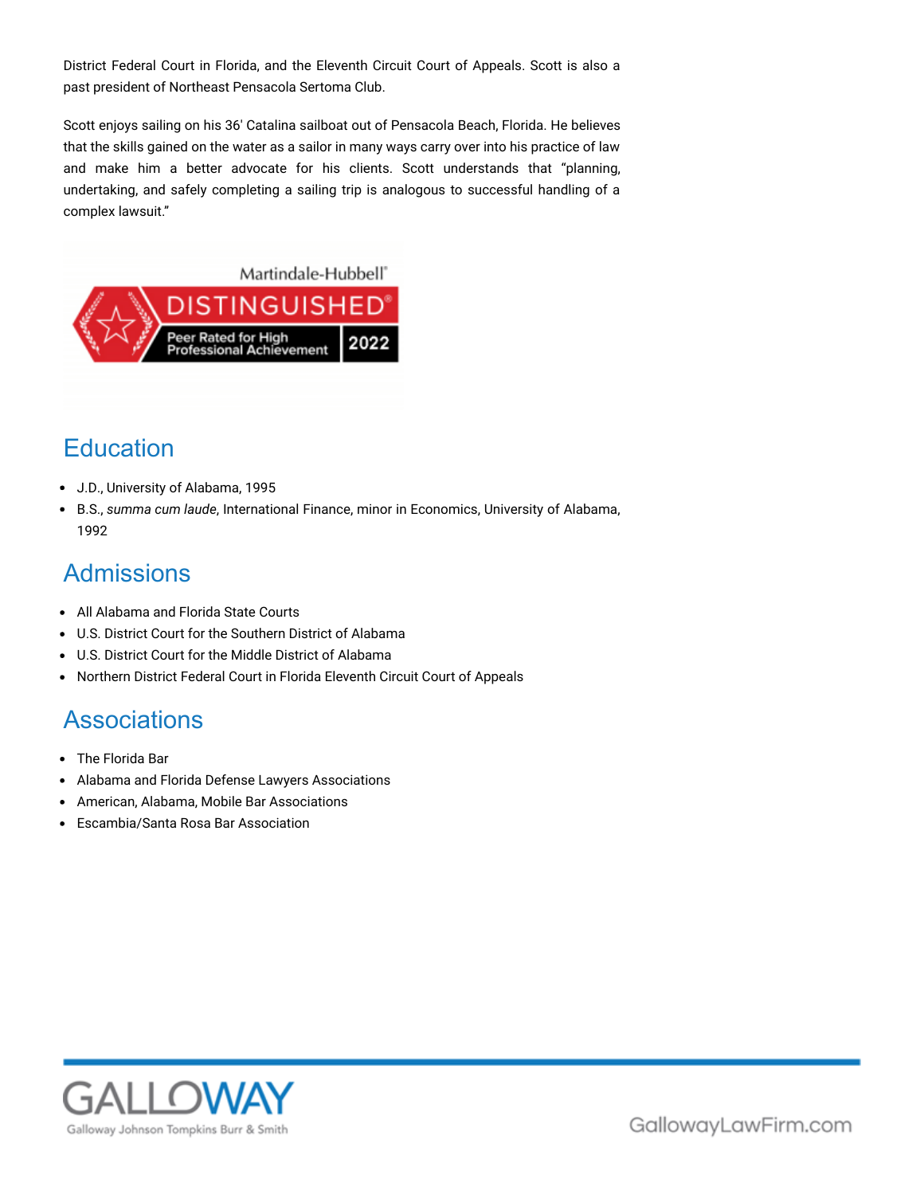District Federal Court in Florida, and the Eleventh Circuit Court of Appeals. Scott is also a past president of Northeast Pensacola Sertoma Club.

Scott enjoys sailing on his 36' Catalina sailboat out of Pensacola Beach, Florida. He believes that the skills gained on the water as a sailor in many ways carry over into his practice of law and make him a better advocate for his clients. Scott understands that "planning, undertaking, and safely completing a sailing trip is analogous to successful handling of a complex lawsuit."

Martindale-Hubbell®
DISTINGUISHED®
Peer Rated for High Professional Achievement
2022

## Education

- J.D., University of Alabama, 1995
- B.S., *summa cum laude*, International Finance, minor in Economics, University of Alabama, 1992

## Admissions

- All Alabama and Florida State Courts
- U.S. District Court for the Southern District of Alabama
- U.S. District Court for the Middle District of Alabama
- Northern District Federal Court in Florida Eleventh Circuit Court of Appeals

## Associations

- The Florida Bar
- Alabama and Florida Defense Lawyers Associations
- American, Alabama, Mobile Bar Associations
- Escambia/Santa Rosa Bar Association